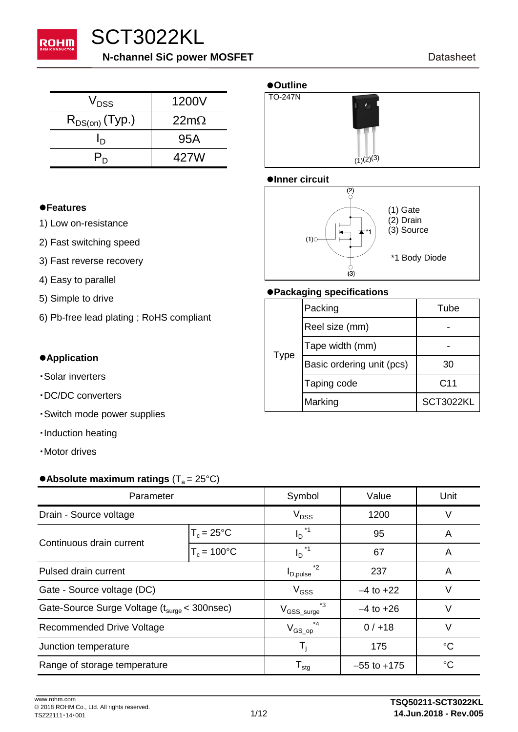# SCT3022KL

**N-channel SiC power MOSFET**

Datasheet

| | |
|---|---|
| $V_{DSS}$ | 1200V |
| $R_{DS(on)}$ (Typ.) | 22mΩ |
| $I_D$ | 95A |
| $P_D$ | 427W |

## ●Outline

TO-247N

(1)(2)(3)

## ●Inner circuit

(1) Gate
(2) Drain
(3) Source

*1 Body Diode

## ●Features

1) Low on-resistance

2) Fast switching speed

3) Fast reverse recovery

4) Easy to parallel

5) Simple to drive

6) Pb-free lead plating ; RoHS compliant

## ●Packaging specifications

| | | |
|---|---|---|
| Type | Packing | Tube |
| | Reel size (mm) | - |
| | Tape width (mm) | - |
| | Basic ordering unit (pcs) | 30 |
| | Taping code | C11 |
| | Marking | SCT3022KL |

## ●Application

・Solar inverters

・DC/DC converters

・Switch mode power supplies

・Induction heating

・Motor drives

## ●Absolute maximum ratings ($T_a$ = 25°C)

| Parameter | | Symbol | Value | Unit |
|---|---|---|---|---|
| Drain - Source voltage | | $V_{DSS}$ | 1200 | V |
| Continuous drain current | $T_c$ = 25°C | $I_D$ *1 | 95 | A |
| | $T_c$ = 100°C | $I_D$ *1 | 67 | A |
| Pulsed drain current | | $I_{D,pulse}$ *2 | 237 | A |
| Gate - Source voltage (DC) | | $V_{GSS}$ | −4 to +22 | V |
| Gate-Source Surge Voltage ($t_{surge}$ < 300nsec) | | $V_{GSS\_surge}$ *3 | −4 to +26 | V |
| Recommended Drive Voltage | | $V_{GS\_op}$ *4 | 0 / +18 | V |
| Junction temperature | | $T_j$ | 175 | °C |
| Range of storage temperature | | $T_{stg}$ | −55 to +175 | °C |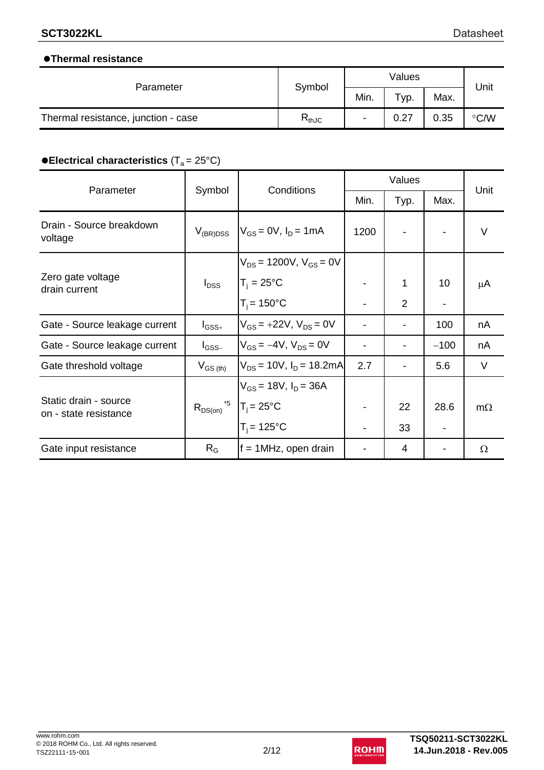## ● Thermal resistance

| Parameter | Symbol | Values | | | Unit |
|---|---|---|---|---|---|
| | | Min. | Typ. | Max. | |
| Thermal resistance, junction - case | $R_{thJC}$ | - | 0.27 | 0.35 | °C/W |

## ● Electrical characteristics ($T_a$ = 25°C)

| Parameter | Symbol | Conditions | Values | | | Unit |
|---|---|---|---|---|---|---|
| | | | Min. | Typ. | Max. | |
| Drain - Source breakdown voltage | $V_{(BR)DSS}$ | $V_{GS}$ = 0V, $I_D$ = 1mA | 1200 | - | - | V |
| Zero gate voltage drain current | $I_{DSS}$ | $V_{DS}$ = 1200V, $V_{GS}$ = 0V | | | | μA |
| | | $T_j$ = 25°C | - | 1 | 10 | |
| | | $T_j$ = 150°C | - | 2 | - | |
| Gate - Source leakage current | $I_{GSS+}$ | $V_{GS}$ = +22V, $V_{DS}$ = 0V | - | - | 100 | nA |
| Gate - Source leakage current | $I_{GSS-}$ | $V_{GS}$ = −4V, $V_{DS}$ = 0V | - | - | −100 | nA |
| Gate threshold voltage | $V_{GS\ (th)}$ | $V_{DS}$ = 10V, $I_D$ = 18.2mA | 2.7 | - | 5.6 | V |
| Static drain - source on - state resistance | $R_{DS(on)}$ *5 | $V_{GS}$ = 18V, $I_D$ = 36A | | | | mΩ |
| | | $T_j$ = 25°C | - | 22 | 28.6 | |
| | | $T_j$ = 125°C | - | 33 | - | |
| Gate input resistance | $R_G$ | f = 1MHz, open drain | - | 4 | - | Ω |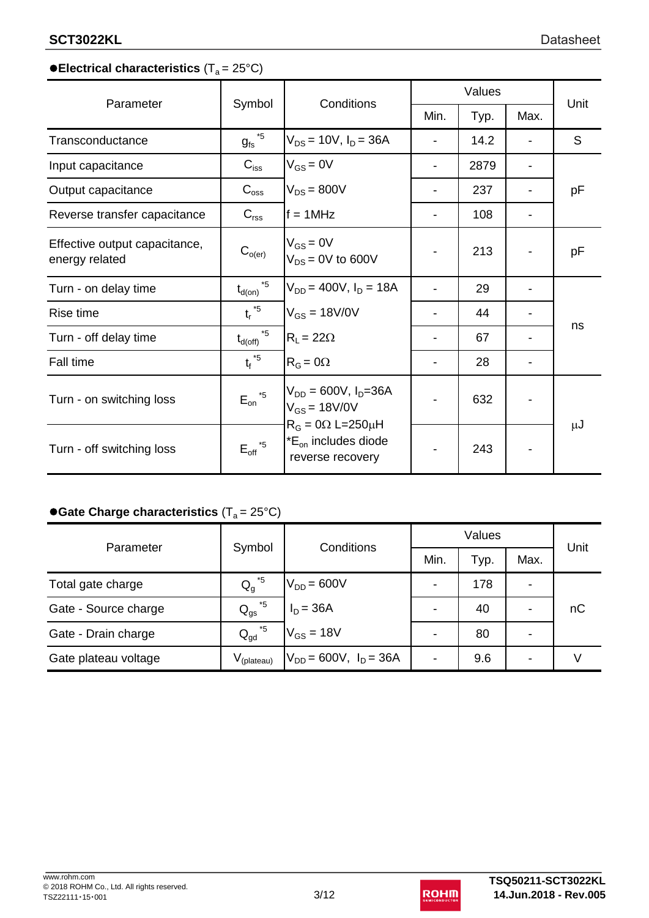## ●Electrical characteristics ($T_a$ = 25°C)

| Parameter | Symbol | Conditions | Values | | | Unit |
|---|---|---|---|---|---|---|
| | | | Min. | Typ. | Max. | |
| Transconductance | $g_{fs}$ *5 | $V_{DS}$ = 10V, $I_D$ = 36A | - | 14.2 | - | S |
| Input capacitance | $C_{iss}$ | $V_{GS}$ = 0V | - | 2879 | - | pF |
| Output capacitance | $C_{oss}$ | $V_{DS}$ = 800V | - | 237 | - | pF |
| Reverse transfer capacitance | $C_{rss}$ | f = 1MHz | - | 108 | - | pF |
| Effective output capacitance, energy related | $C_{o(er)}$ | $V_{GS}$ = 0V<br>$V_{DS}$ = 0V to 600V | - | 213 | - | pF |
| Turn - on delay time | $t_{d(on)}$ *5 | $V_{DD}$ = 400V, $I_D$ = 18A | - | 29 | - | ns |
| Rise time | $t_r$ *5 | $V_{GS}$ = 18V/0V | - | 44 | - | ns |
| Turn - off delay time | $t_{d(off)}$ *5 | $R_L$ = 22Ω | - | 67 | - | ns |
| Fall time | $t_f$ *5 | $R_G$ = 0Ω | - | 28 | - | ns |
| Turn - on switching loss | $E_{on}$ *5 | $V_{DD}$ = 600V, $I_D$=36A<br>$V_{GS}$ = 18V/0V<br>$R_G$ = 0Ω L=250μH<br>*$E_{on}$ includes diode reverse recovery | - | 632 | - | μJ |
| Turn - off switching loss | $E_{off}$ *5 | | - | 243 | - | μJ |

## ●Gate Charge characteristics ($T_a$ = 25°C)

| Parameter | Symbol | Conditions | Values | | | Unit |
|---|---|---|---|---|---|---|
| | | | Min. | Typ. | Max. | |
| Total gate charge | $Q_g$ *5 | $V_{DD}$ = 600V | - | 178 | - | nC |
| Gate - Source charge | $Q_{gs}$ *5 | $I_D$ = 36A | - | 40 | - | nC |
| Gate - Drain charge | $Q_{gd}$ *5 | $V_{GS}$ = 18V | - | 80 | - | nC |
| Gate plateau voltage | $V_{(plateau)}$ | $V_{DD}$ = 600V, $I_D$ = 36A | - | 9.6 | - | V |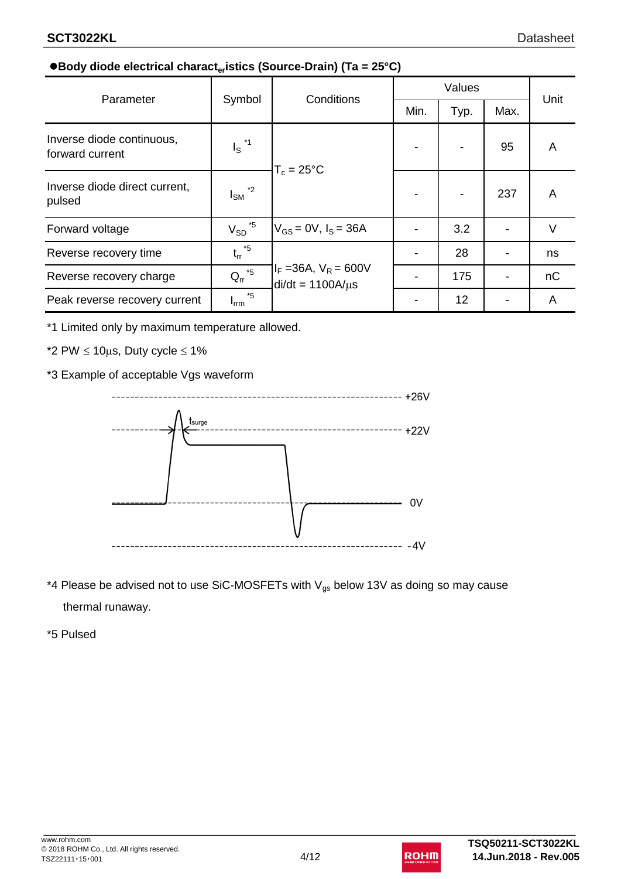### ●Body diode electrical characteristics (Source-Drain) (Ta = 25°C)

| Parameter | Symbol | Conditions | Values | | | Unit |
|---|---|---|---|---|---|---|
| | | | Min. | Typ. | Max. | |
| Inverse diode continuous, forward current | $I_S$ *1 | $T_c$ = 25°C | - | - | 95 | A |
| Inverse diode direct current, pulsed | $I_{SM}$ *2 | $T_c$ = 25°C | - | - | 237 | A |
| Forward voltage | $V_{SD}$ *5 | $V_{GS}$ = 0V, $I_S$ = 36A | - | 3.2 | - | V |
| Reverse recovery time | $t_{rr}$ *5 | $I_F$ =36A, $V_R$ = 600V, di/dt = 1100A/μs | - | 28 | - | ns |
| Reverse recovery charge | $Q_{rr}$ *5 | $I_F$ =36A, $V_R$ = 600V, di/dt = 1100A/μs | - | 175 | - | nC |
| Peak reverse recovery current | $I_{rrm}$ *5 | $I_F$ =36A, $V_R$ = 600V, di/dt = 1100A/μs | - | 12 | - | A |

*1 Limited only by maximum temperature allowed.

*2 PW ≤ 10μs, Duty cycle ≤ 1%

*3 Example of acceptable Vgs waveform

+26V

$t_{surge}$

+22V

0V

-4V

*4 Please be advised not to use SiC-MOSFETs with $V_{gs}$ below 13V as doing so may cause thermal runaway.

*5 Pulsed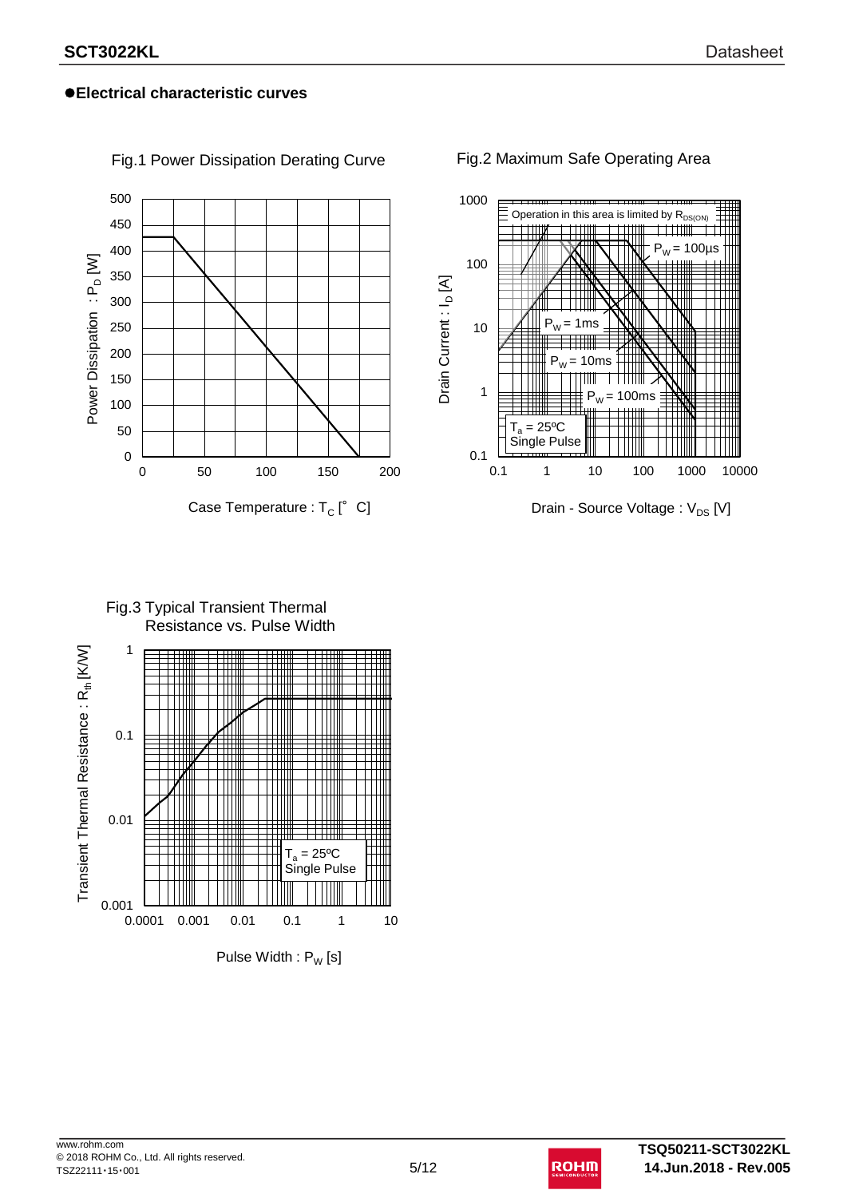## ●Electrical characteristic curves

Fig.1 Power Dissipation Derating Curve

Power Dissipation : $P_D$ [W]

Case Temperature : $T_C$ [°C]

Fig.2 Maximum Safe Operating Area

Operation in this area is limited by $R_{DS(ON)}$

$P_W$ = 100μs

$P_W$ = 1ms

$P_W$ = 10ms

$P_W$ = 100ms

$T_a$ = 25ºC
Single Pulse

Drain Current : $I_D$ [A]

Drain - Source Voltage : $V_{DS}$ [V]

Fig.3 Typical Transient Thermal Resistance vs. Pulse Width

$T_a$ = 25ºC
Single Pulse

Transient Thermal Resistance : $R_{th}$ [K/W]

Pulse Width : $P_W$ [s]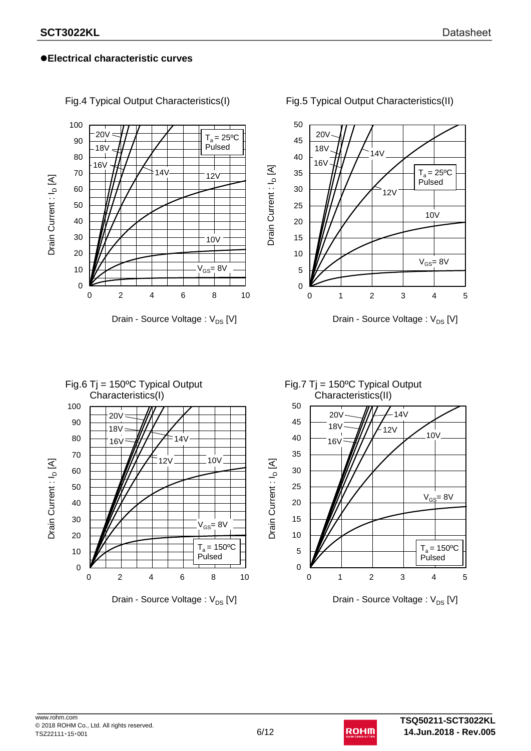## ●Electrical characteristic curves

Fig.4 Typical Output Characteristics(I)

Drain Current : $I_D$ [A]

Drain - Source Voltage : $V_{DS}$ [V]

$T_a$ = 25ºC
Pulsed

20V, 18V, 16V, 14V, 12V, 10V, $V_{GS}$= 8V

Fig.5 Typical Output Characteristics(II)

Drain Current : $I_D$ [A]

Drain - Source Voltage : $V_{DS}$ [V]

$T_a$ = 25ºC
Pulsed

20V, 18V, 16V, 14V, 12V, 10V, $V_{GS}$= 8V

Fig.6 Tj = 150ºC Typical Output Characteristics(I)

Drain Current : $I_D$ [A]

Drain - Source Voltage : $V_{DS}$ [V]

$T_a$ = 150ºC
Pulsed

20V, 18V, 16V, 14V, 12V, 10V, $V_{GS}$= 8V

Fig.7 Tj = 150ºC Typical Output Characteristics(II)

Drain Current : $I_D$ [A]

Drain - Source Voltage : $V_{DS}$ [V]

$T_a$ = 150ºC
Pulsed

20V, 18V, 16V, 14V, 12V, 10V, $V_{GS}$= 8V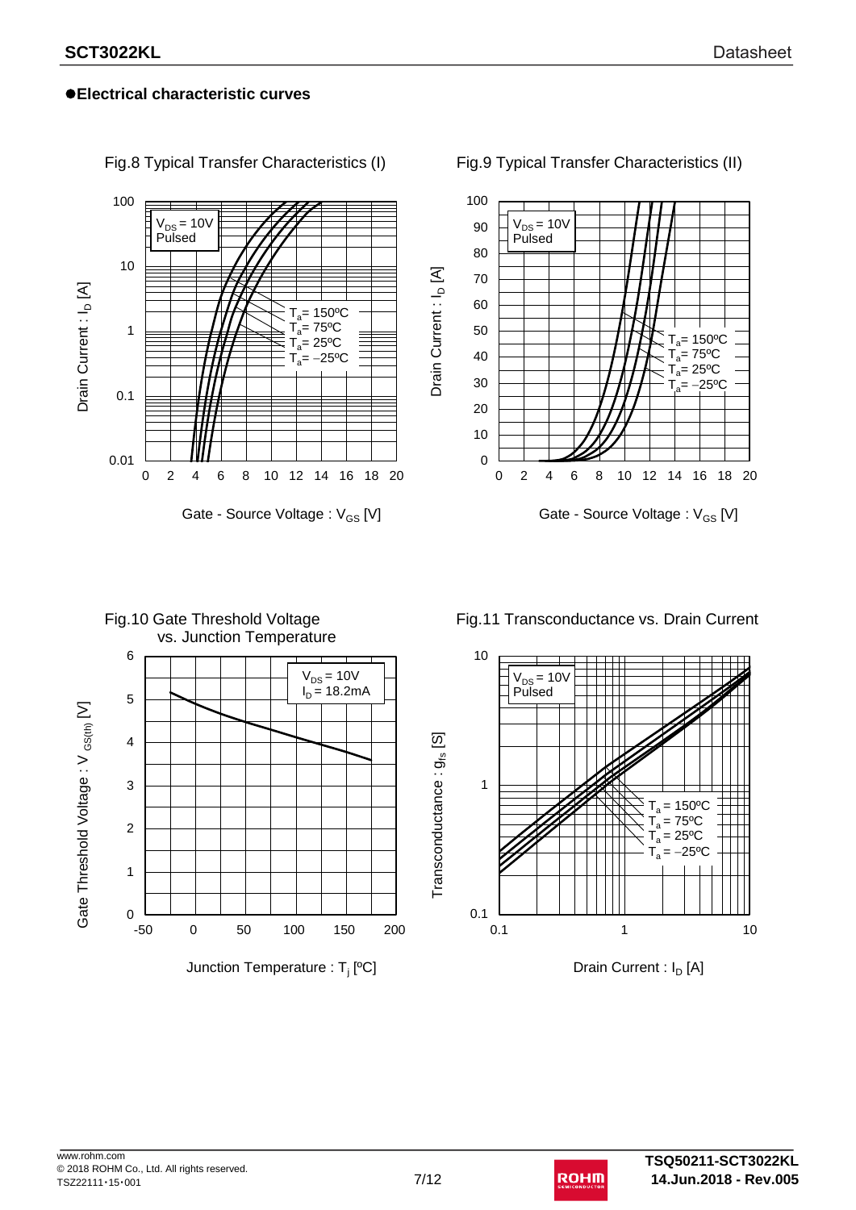## ●Electrical characteristic curves

Fig.8 Typical Transfer Characteristics (I)

$V_{DS}$ = 10V
Pulsed

$T_a$ = 150ºC
$T_a$ = 75ºC
$T_a$ = 25ºC
$T_a$ = −25ºC

Drain Current : $I_D$ [A]

Gate - Source Voltage : $V_{GS}$ [V]

Fig.9 Typical Transfer Characteristics (II)

$V_{DS}$ = 10V
Pulsed

$T_a$ = 150ºC
$T_a$ = 75ºC
$T_a$ = 25ºC
$T_a$ = −25ºC

Drain Current : $I_D$ [A]

Gate - Source Voltage : $V_{GS}$ [V]

Fig.10 Gate Threshold Voltage vs. Junction Temperature

$V_{DS}$ = 10V
$I_D$ = 18.2mA

Gate Threshold Voltage : $V_{GS(th)}$ [V]

Junction Temperature : $T_j$ [ºC]

Fig.11 Transconductance vs. Drain Current

$V_{DS}$ = 10V
Pulsed

$T_a$ = 150ºC
$T_a$ = 75ºC
$T_a$ = 25ºC
$T_a$ = −25ºC

Transconductance : $g_{fs}$ [S]

Drain Current : $I_D$ [A]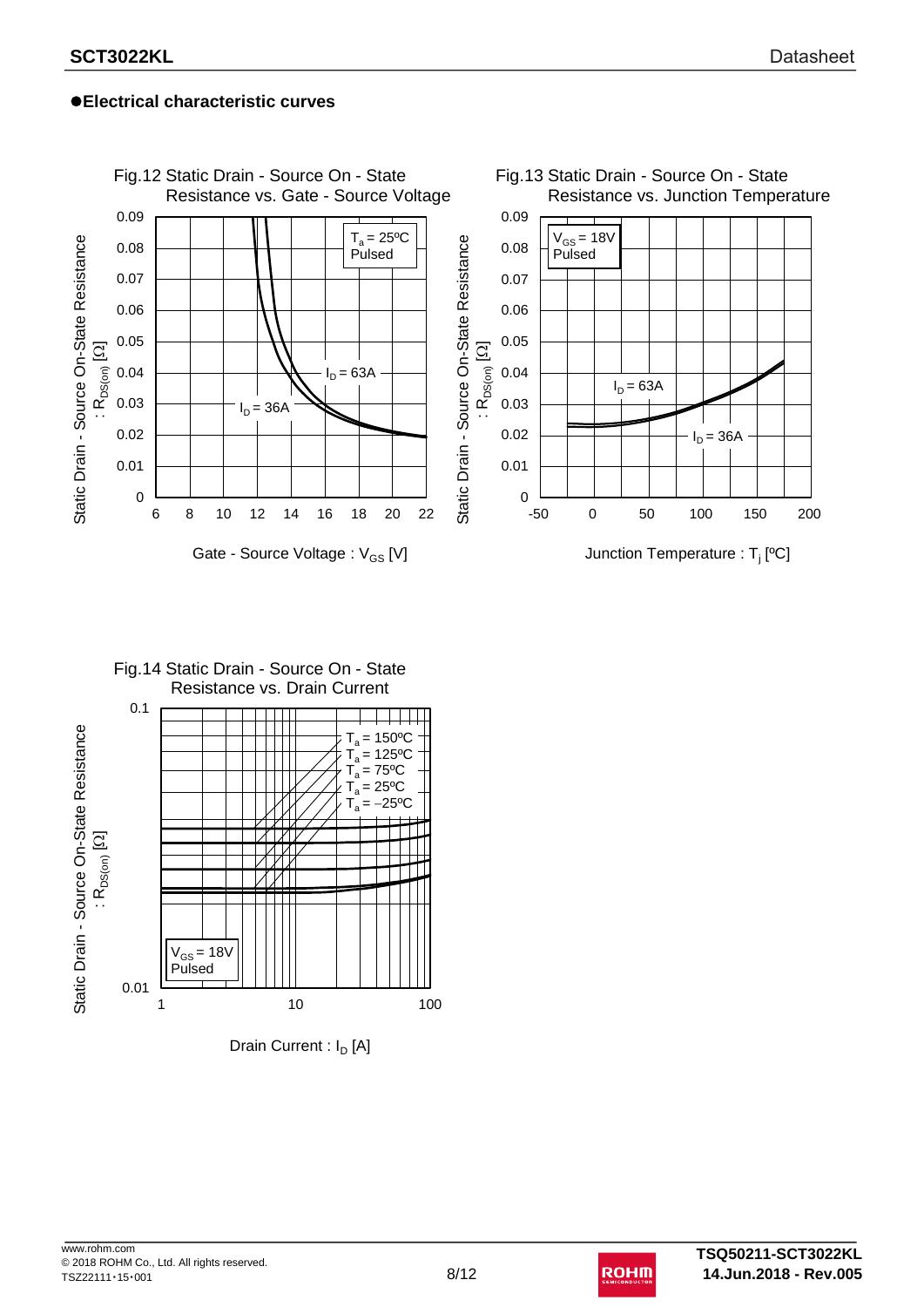## ●Electrical characteristic curves

Fig.12 Static Drain - Source On - State Resistance vs. Gate - Source Voltage

$T_a = 25ºC$
Pulsed

$I_D = 63A$

$I_D = 36A$

Static Drain - Source On-State Resistance : $R_{DS(on)}$ [Ω]

Gate - Source Voltage : $V_{GS}$ [V]

Fig.13 Static Drain - Source On - State Resistance vs. Junction Temperature

$V_{GS} = 18V$
Pulsed

$I_D = 63A$

$I_D = 36A$

Static Drain - Source On-State Resistance : $R_{DS(on)}$ [Ω]

Junction Temperature : $T_j$ [ºC]

Fig.14 Static Drain - Source On - State Resistance vs. Drain Current

$T_a = 150ºC$
$T_a = 125ºC$
$T_a = 75ºC$
$T_a = 25ºC$
$T_a = -25ºC$

$V_{GS} = 18V$
Pulsed

Static Drain - Source On-State Resistance : $R_{DS(on)}$ [Ω]

Drain Current : $I_D$ [A]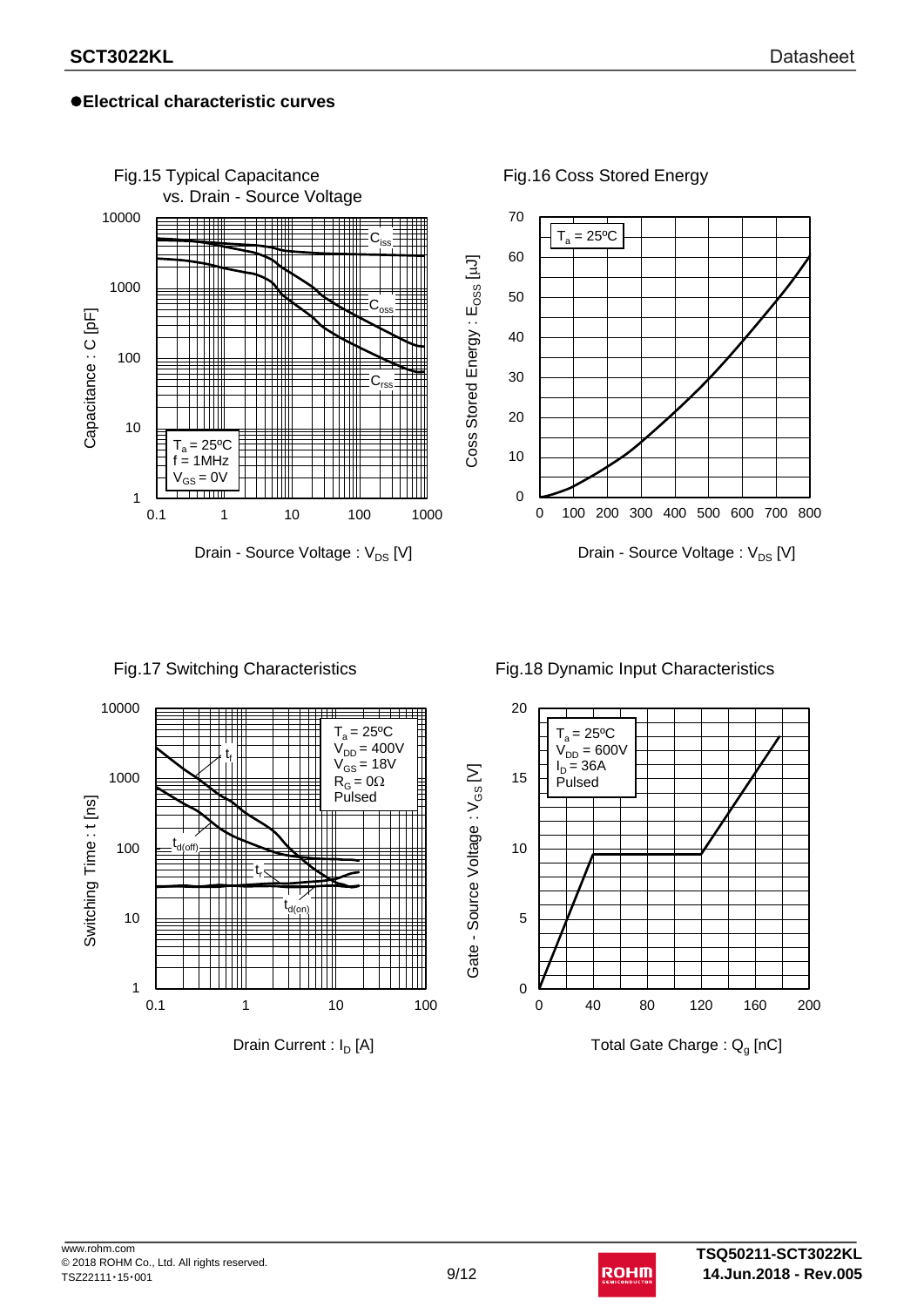## ●Electrical characteristic curves

Fig.15 Typical Capacitance vs. Drain - Source Voltage

$T_a = 25°C$
$f = 1MHz$
$V_{GS} = 0V$

$C_{iss}$, $C_{oss}$, $C_{rss}$

Capacitance : C [pF]

Drain - Source Voltage : $V_{DS}$ [V]

Fig.16 Coss Stored Energy

$T_a = 25°C$

Coss Stored Energy : $E_{OSS}$ [μJ]

Drain - Source Voltage : $V_{DS}$ [V]

Fig.17 Switching Characteristics

$T_a = 25°C$
$V_{DD} = 400V$
$V_{GS} = 18V$
$R_G = 0Ω$
Pulsed

$t_f$, $t_{d(off)}$, $t_r$, $t_{d(on)}$

Switching Time : t [ns]

Drain Current : $I_D$ [A]

Fig.18 Dynamic Input Characteristics

$T_a = 25°C$
$V_{DD} = 600V$
$I_D = 36A$
Pulsed

Gate - Source Voltage : $V_{GS}$ [V]

Total Gate Charge : $Q_g$ [nC]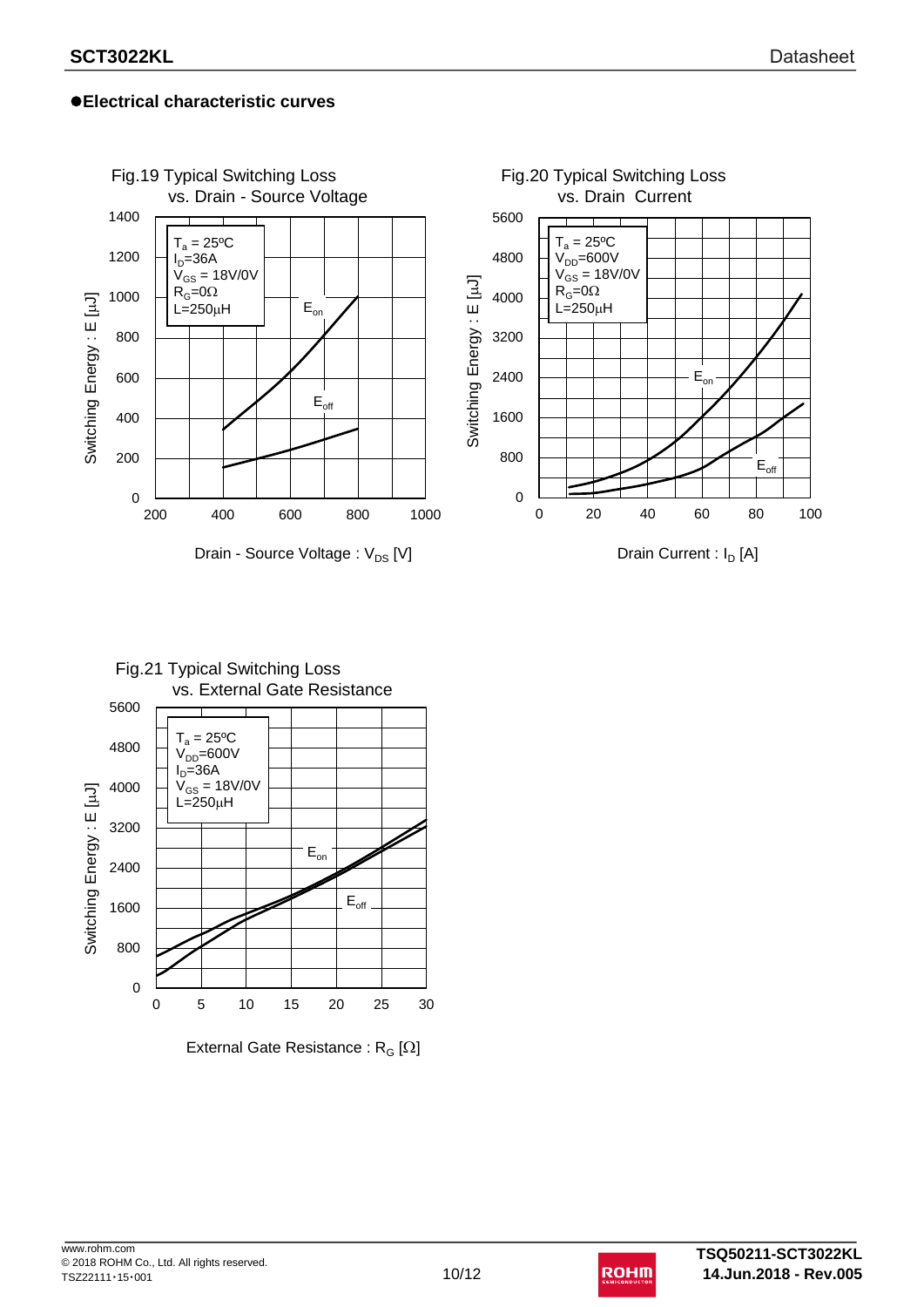## ●Electrical characteristic curves

Fig.19 Typical Switching Loss vs. Drain - Source Voltage

$T_a$ = 25ºC
$I_D$=36A
$V_{GS}$ = 18V/0V
$R_G$=0Ω
L=250μH

Switching Energy : E [μJ]

Drain - Source Voltage : $V_{DS}$ [V]

Fig.20 Typical Switching Loss vs. Drain Current

$T_a$ = 25ºC
$V_{DD}$=600V
$V_{GS}$ = 18V/0V
$R_G$=0Ω
L=250μH

Switching Energy : E [μJ]

Drain Current : $I_D$ [A]

Fig.21 Typical Switching Loss vs. External Gate Resistance

$T_a$ = 25ºC
$V_{DD}$=600V
$I_D$=36A
$V_{GS}$ = 18V/0V
L=250μH

Switching Energy : E [μJ]

External Gate Resistance : $R_G$ [Ω]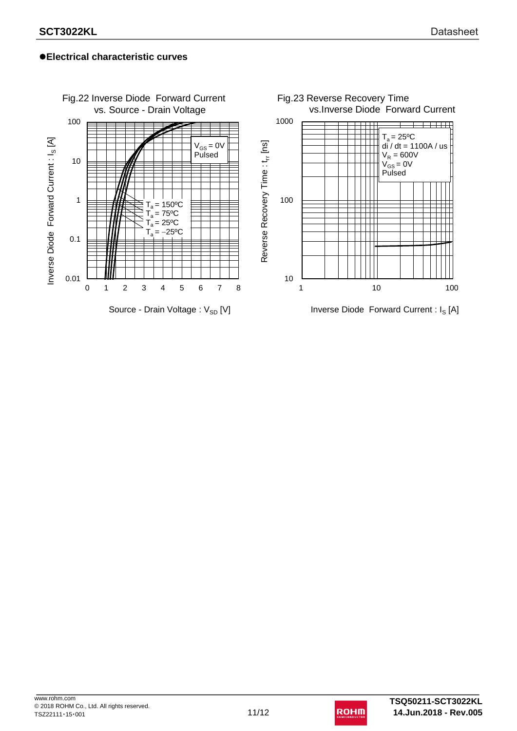## ●Electrical characteristic curves

Fig.22 Inverse Diode Forward Current vs. Source - Drain Voltage

$V_{GS}$ = 0V
Pulsed

$T_a$ = 150ºC
$T_a$ = 75ºC
$T_a$ = 25ºC
$T_a$ = −25ºC

Inverse Diode Forward Current : $I_S$ [A]

Source - Drain Voltage : $V_{SD}$ [V]

Fig.23 Reverse Recovery Time vs.Inverse Diode Forward Current

$T_a$ = 25ºC
di / dt = 1100A / us
$V_R$ = 600V
$V_{GS}$ = 0V
Pulsed

Reverse Recovery Time : $t_{rr}$ [ns]

Inverse Diode Forward Current : $I_S$ [A]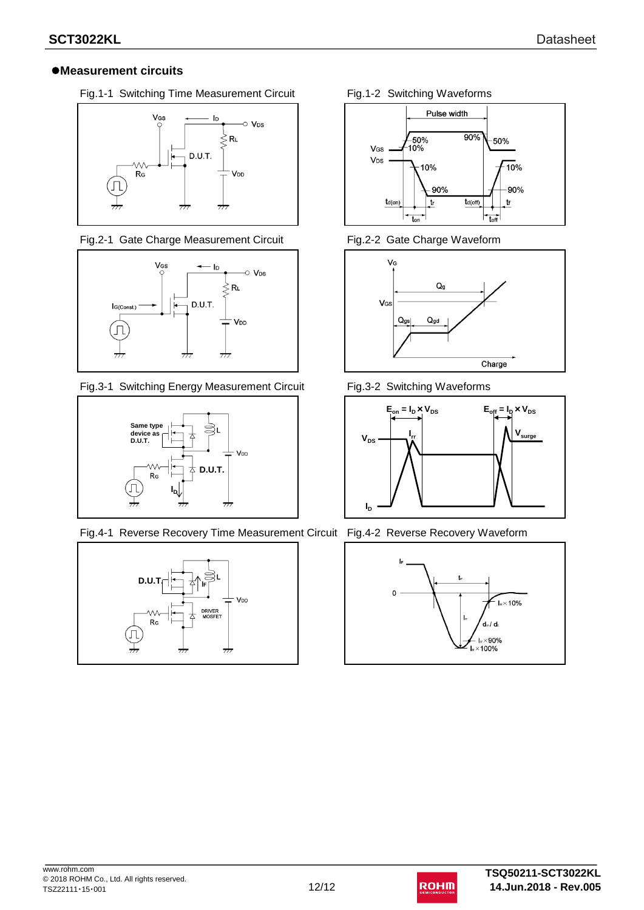## ●Measurement circuits

Fig.1-1 Switching Time Measurement Circuit

Fig.1-2 Switching Waveforms

Fig.2-1 Gate Charge Measurement Circuit

Fig.2-2 Gate Charge Waveform

Fig.3-1 Switching Energy Measurement Circuit

Fig.3-2 Switching Waveforms

Fig.4-1 Reverse Recovery Time Measurement Circuit

Fig.4-2 Reverse Recovery Waveform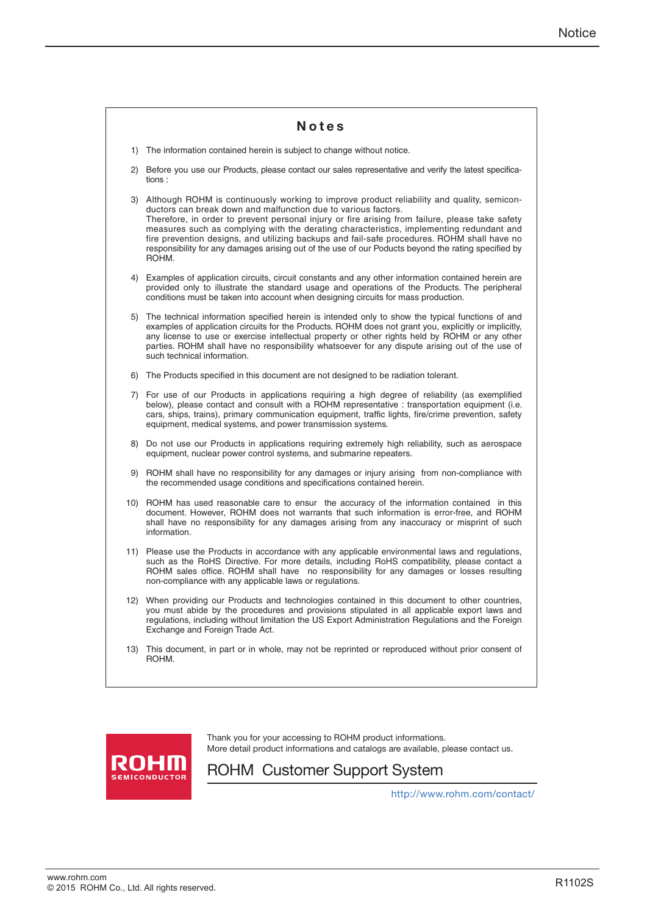## Notes

1) The information contained herein is subject to change without notice.

2) Before you use our Products, please contact our sales representative and verify the latest specifications :

3) Although ROHM is continuously working to improve product reliability and quality, semiconductors can break down and malfunction due to various factors.
Therefore, in order to prevent personal injury or fire arising from failure, please take safety measures such as complying with the derating characteristics, implementing redundant and fire prevention designs, and utilizing backups and fail-safe procedures. ROHM shall have no responsibility for any damages arising out of the use of our Poducts beyond the rating specified by ROHM.

4) Examples of application circuits, circuit constants and any other information contained herein are provided only to illustrate the standard usage and operations of the Products. The peripheral conditions must be taken into account when designing circuits for mass production.

5) The technical information specified herein is intended only to show the typical functions of and examples of application circuits for the Products. ROHM does not grant you, explicitly or implicitly, any license to use or exercise intellectual property or other rights held by ROHM or any other parties. ROHM shall have no responsibility whatsoever for any dispute arising out of the use of such technical information.

6) The Products specified in this document are not designed to be radiation tolerant.

7) For use of our Products in applications requiring a high degree of reliability (as exemplified below), please contact and consult with a ROHM representative : transportation equipment (i.e. cars, ships, trains), primary communication equipment, traffic lights, fire/crime prevention, safety equipment, medical systems, and power transmission systems.

8) Do not use our Products in applications requiring extremely high reliability, such as aerospace equipment, nuclear power control systems, and submarine repeaters.

9) ROHM shall have no responsibility for any damages or injury arising from non-compliance with the recommended usage conditions and specifications contained herein.

10) ROHM has used reasonable care to ensur the accuracy of the information contained in this document. However, ROHM does not warrants that such information is error-free, and ROHM shall have no responsibility for any damages arising from any inaccuracy or misprint of such information.

11) Please use the Products in accordance with any applicable environmental laws and regulations, such as the RoHS Directive. For more details, including RoHS compatibility, please contact a ROHM sales office. ROHM shall have no responsibility for any damages or losses resulting non-compliance with any applicable laws or regulations.

12) When providing our Products and technologies contained in this document to other countries, you must abide by the procedures and provisions stipulated in all applicable export laws and regulations, including without limitation the US Export Administration Regulations and the Foreign Exchange and Foreign Trade Act.

13) This document, in part or in whole, may not be reprinted or reproduced without prior consent of ROHM.

ROHM SEMICONDUCTOR

Thank you for your accessing to ROHM product informations.
More detail product informations and catalogs are available, please contact us.

## ROHM Customer Support System

http://www.rohm.com/contact/

www.rohm.com
© 2015 ROHM Co., Ltd. All rights reserved.

R1102S